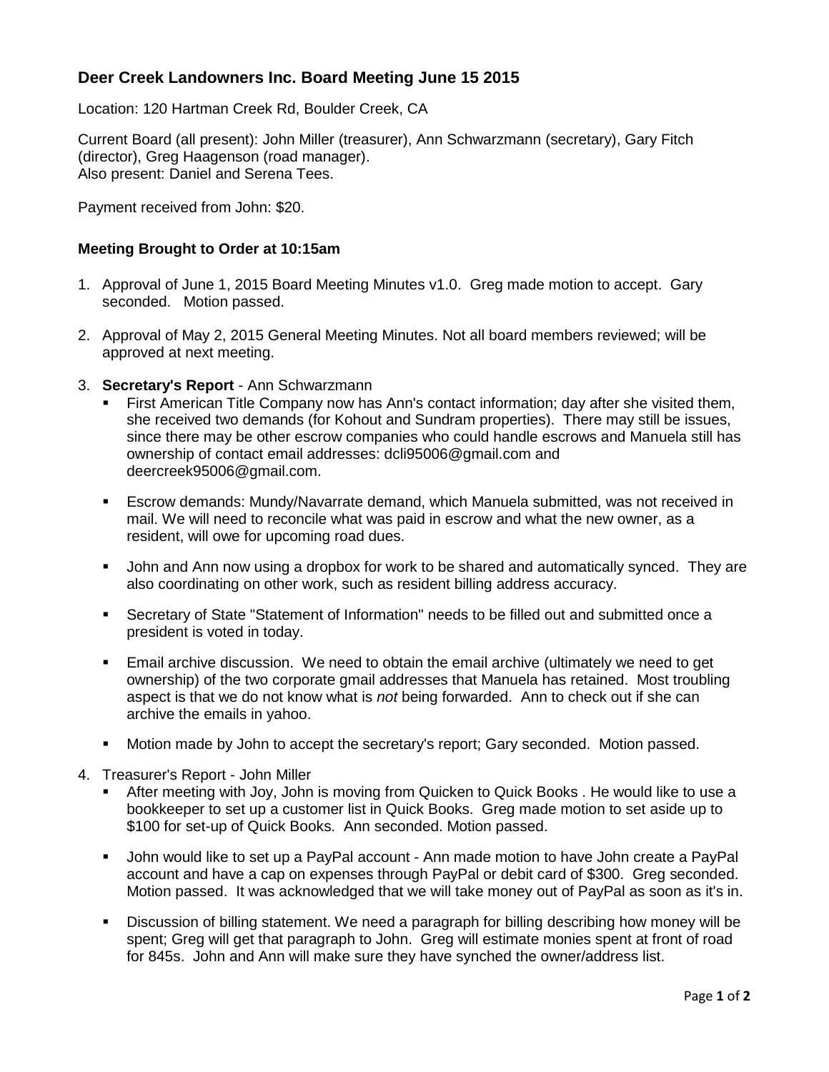## Deer Creek Landowners Inc. Board Meeting June 15 2015

Location: 120 Hartman Creek Rd, Boulder Creek, CA

Current Board (all present): John Miller (treasurer), Ann Schwarzmann (secretary), Gary Fitch (director), Greg Haagenson (road manager).
Also present: Daniel and Serena Tees.

Payment received from John: $20.

### Meeting Brought to Order at 10:15am

1. Approval of June 1, 2015 Board Meeting Minutes v1.0. Greg made motion to accept. Gary seconded. Motion passed.

2. Approval of May 2, 2015 General Meeting Minutes. Not all board members reviewed; will be approved at next meeting.

3. **Secretary's Report** - Ann Schwarzmann
   - First American Title Company now has Ann's contact information; day after she visited them, she received two demands (for Kohout and Sundram properties). There may still be issues, since there may be other escrow companies who could handle escrows and Manuela still has ownership of contact email addresses: dcli95006@gmail.com and deercreek95006@gmail.com.
   - Escrow demands: Mundy/Navarrate demand, which Manuela submitted, was not received in mail. We will need to reconcile what was paid in escrow and what the new owner, as a resident, will owe for upcoming road dues.
   - John and Ann now using a dropbox for work to be shared and automatically synced. They are also coordinating on other work, such as resident billing address accuracy.
   - Secretary of State "Statement of Information" needs to be filled out and submitted once a president is voted in today.
   - Email archive discussion. We need to obtain the email archive (ultimately we need to get ownership) of the two corporate gmail addresses that Manuela has retained. Most troubling aspect is that we do not know what is *not* being forwarded. Ann to check out if she can archive the emails in yahoo.
   - Motion made by John to accept the secretary's report; Gary seconded. Motion passed.

4. Treasurer's Report - John Miller
   - After meeting with Joy, John is moving from Quicken to Quick Books . He would like to use a bookkeeper to set up a customer list in Quick Books. Greg made motion to set aside up to $100 for set-up of Quick Books. Ann seconded. Motion passed.
   - John would like to set up a PayPal account - Ann made motion to have John create a PayPal account and have a cap on expenses through PayPal or debit card of $300. Greg seconded. Motion passed. It was acknowledged that we will take money out of PayPal as soon as it's in.
   - Discussion of billing statement. We need a paragraph for billing describing how money will be spent; Greg will get that paragraph to John. Greg will estimate monies spent at front of road for 845s. John and Ann will make sure they have synched the owner/address list.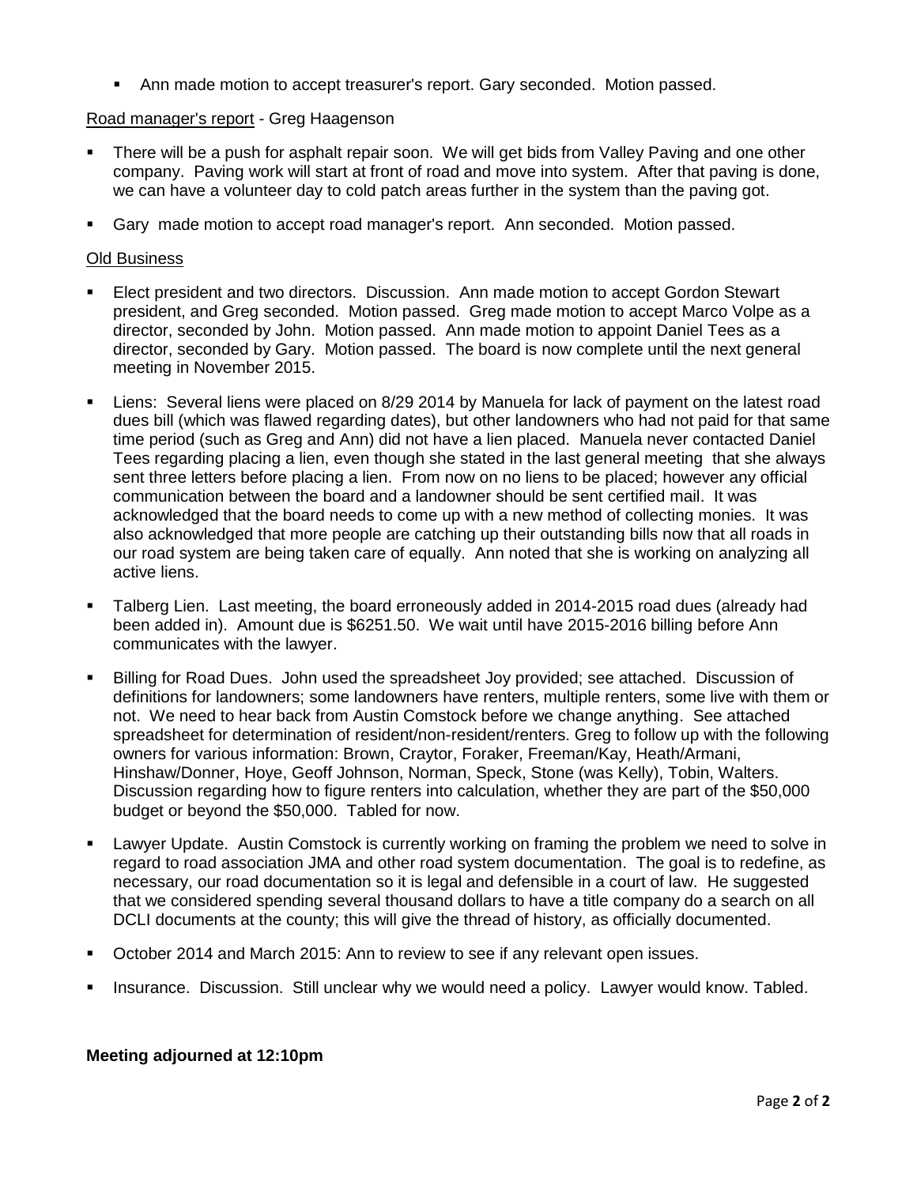- Ann made motion to accept treasurer's report. Gary seconded. Motion passed.

<u>Road manager's report</u> - Greg Haagenson

- There will be a push for asphalt repair soon. We will get bids from Valley Paving and one other company. Paving work will start at front of road and move into system. After that paving is done, we can have a volunteer day to cold patch areas further in the system than the paving got.
- Gary made motion to accept road manager's report. Ann seconded. Motion passed.

<u>Old Business</u>

- Elect president and two directors. Discussion. Ann made motion to accept Gordon Stewart president, and Greg seconded. Motion passed. Greg made motion to accept Marco Volpe as a director, seconded by John. Motion passed. Ann made motion to appoint Daniel Tees as a director, seconded by Gary. Motion passed. The board is now complete until the next general meeting in November 2015.
- Liens: Several liens were placed on 8/29 2014 by Manuela for lack of payment on the latest road dues bill (which was flawed regarding dates), but other landowners who had not paid for that same time period (such as Greg and Ann) did not have a lien placed. Manuela never contacted Daniel Tees regarding placing a lien, even though she stated in the last general meeting that she always sent three letters before placing a lien. From now on no liens to be placed; however any official communication between the board and a landowner should be sent certified mail. It was acknowledged that the board needs to come up with a new method of collecting monies. It was also acknowledged that more people are catching up their outstanding bills now that all roads in our road system are being taken care of equally. Ann noted that she is working on analyzing all active liens.
- Talberg Lien. Last meeting, the board erroneously added in 2014-2015 road dues (already had been added in). Amount due is $6251.50. We wait until have 2015-2016 billing before Ann communicates with the lawyer.
- Billing for Road Dues. John used the spreadsheet Joy provided; see attached. Discussion of definitions for landowners; some landowners have renters, multiple renters, some live with them or not. We need to hear back from Austin Comstock before we change anything. See attached spreadsheet for determination of resident/non-resident/renters. Greg to follow up with the following owners for various information: Brown, Craytor, Foraker, Freeman/Kay, Heath/Armani, Hinshaw/Donner, Hoye, Geoff Johnson, Norman, Speck, Stone (was Kelly), Tobin, Walters. Discussion regarding how to figure renters into calculation, whether they are part of the $50,000 budget or beyond the $50,000. Tabled for now.
- Lawyer Update. Austin Comstock is currently working on framing the problem we need to solve in regard to road association JMA and other road system documentation. The goal is to redefine, as necessary, our road documentation so it is legal and defensible in a court of law. He suggested that we considered spending several thousand dollars to have a title company do a search on all DCLI documents at the county; this will give the thread of history, as officially documented.
- October 2014 and March 2015: Ann to review to see if any relevant open issues.
- Insurance. Discussion. Still unclear why we would need a policy. Lawyer would know. Tabled.

**Meeting adjourned at 12:10pm**